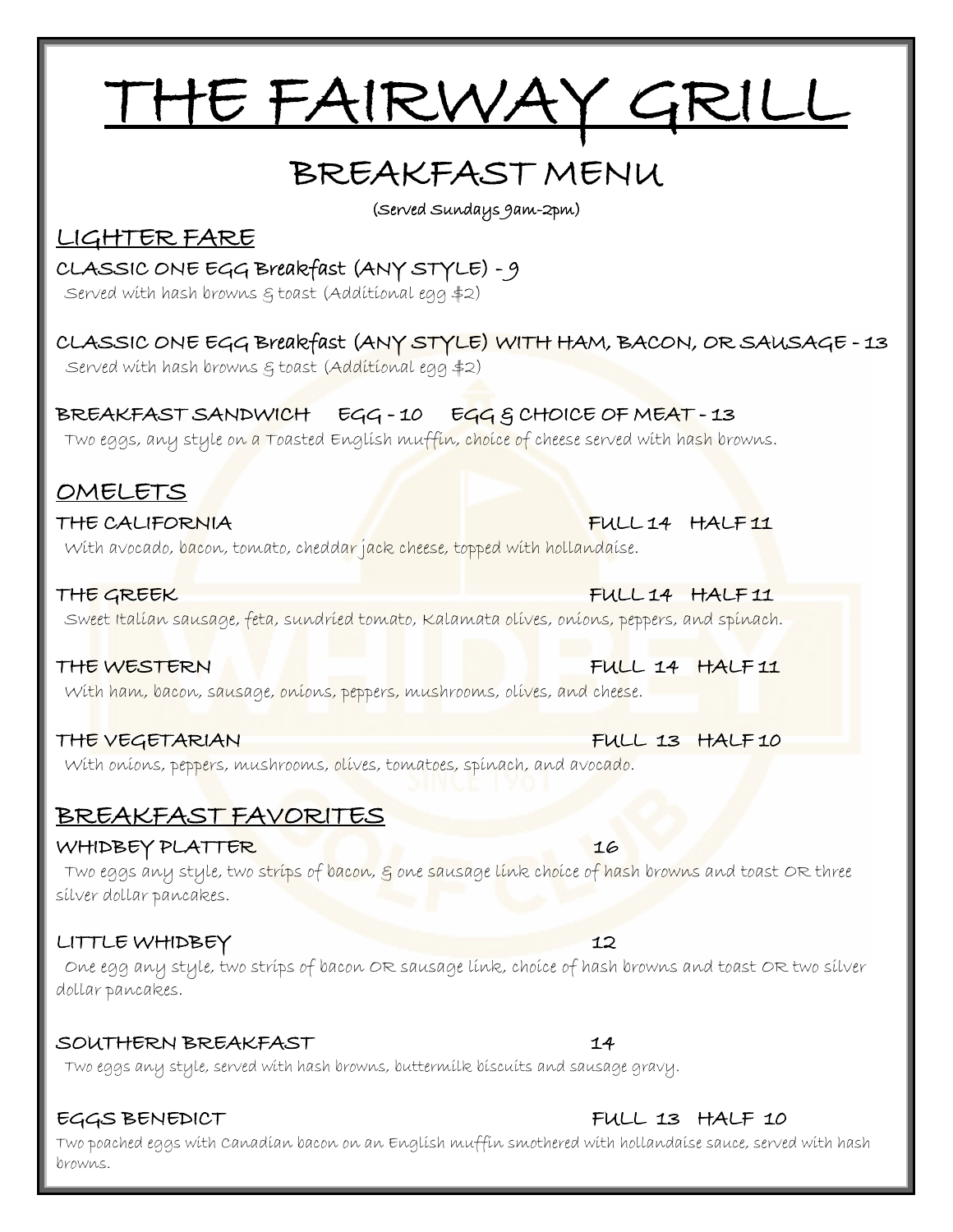# THE FAIRWAY GRILL

## BREAKFAST MENU

(Served Sundays 9am-2pm)

### LIGHTER FARE

**CLASSIC ONE EGG Breakfast (ANY STYLE) - 9**
Served with hash browns & toast (Additional egg $2)

**CLASSIC ONE EGG Breakfast (ANY STYLE) WITH HAM, BACON, OR SAUSAGE - 13**
Served with hash browns & toast (Additional egg $2)

**BREAKFAST SANDWICH EGG - 10 EGG & CHOICE OF MEAT - 13**
Two eggs, any style on a Toasted English muffin, choice of cheese served with hash browns.

### OMELETS

**THE CALIFORNIA** FULL 14 HALF 11
With avocado, bacon, tomato, cheddar jack cheese, topped with hollandaise.

**THE GREEK** FULL 14 HALF 11
Sweet Italian sausage, feta, sundried tomato, Kalamata olives, onions, peppers, and spinach.

**THE WESTERN** FULL 14 HALF 11
With ham, bacon, sausage, onions, peppers, mushrooms, olives, and cheese.

**THE VEGETARIAN** FULL 13 HALF 10
With onions, peppers, mushrooms, olives, tomatoes, spinach, and avocado.

### BREAKFAST FAVORITES

**WHIDBEY PLATTER** 16
Two eggs any style, two strips of bacon, & one sausage link choice of hash browns and toast OR three silver dollar pancakes.

**LITTLE WHIDBEY** 12
One egg any style, two strips of bacon OR sausage link, choice of hash browns and toast OR two silver dollar pancakes.

**SOUTHERN BREAKFAST** 14
Two eggs any style, served with hash browns, buttermilk biscuits and sausage gravy.

**EGGS BENEDICT** FULL 13 HALF 10
Two poached eggs with Canadian bacon on an English muffin smothered with hollandaise sauce, served with hash browns.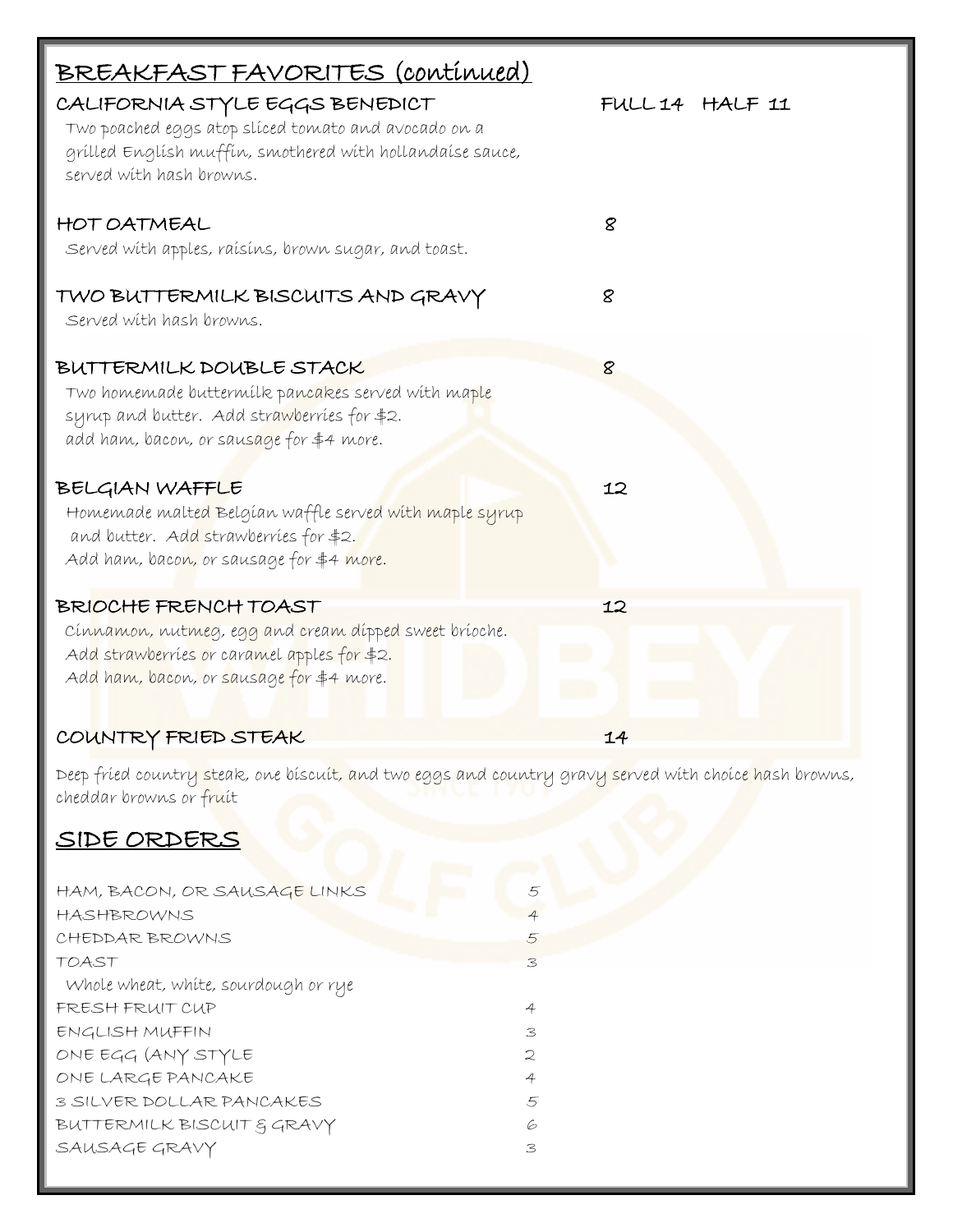## BREAKFAST FAVORITES (continued)

**CALIFORNIA STYLE EGGS BENEDICT** FULL 14 HALF 11

Two poached eggs atop sliced tomato and avocado on a grilled English muffin, smothered with hollandaise sauce, served with hash browns.

**HOT OATMEAL** 8

Served with apples, raisins, brown sugar, and toast.

**TWO BUTTERMILK BISCUITS AND GRAVY** 8

Served with hash browns.

**BUTTERMILK DOUBLE STACK** 8

Two homemade buttermilk pancakes served with maple syrup and butter. Add strawberries for $2.
add ham, bacon, or sausage for $4 more.

**BELGIAN WAFFLE** 12

Homemade malted Belgian waffle served with maple syrup and butter. Add strawberries for $2.
Add ham, bacon, or sausage for $4 more.

**BRIOCHE FRENCH TOAST** 12

Cinnamon, nutmeg, egg and cream dipped sweet brioche.
Add strawberries or caramel apples for $2.
Add ham, bacon, or sausage for $4 more.

**COUNTRY FRIED STEAK** 14

Deep fried country steak, one biscuit, and two eggs and country gravy served with choice hash browns, cheddar browns or fruit

## SIDE ORDERS

| | |
|---|---|
| HAM, BACON, OR SAUSAGE LINKS | 5 |
| HASHBROWNS | 4 |
| CHEDDAR BROWNS | 5 |
| TOAST<br>Whole wheat, white, sourdough or rye | 3 |
| FRESH FRUIT CUP | 4 |
| ENGLISH MUFFIN | 3 |
| ONE EGG (ANY STYLE | 2 |
| ONE LARGE PANCAKE | 4 |
| 3 SILVER DOLLAR PANCAKES | 5 |
| BUTTERMILK BISCUIT & GRAVY | 6 |
| SAUSAGE GRAVY | 3 |